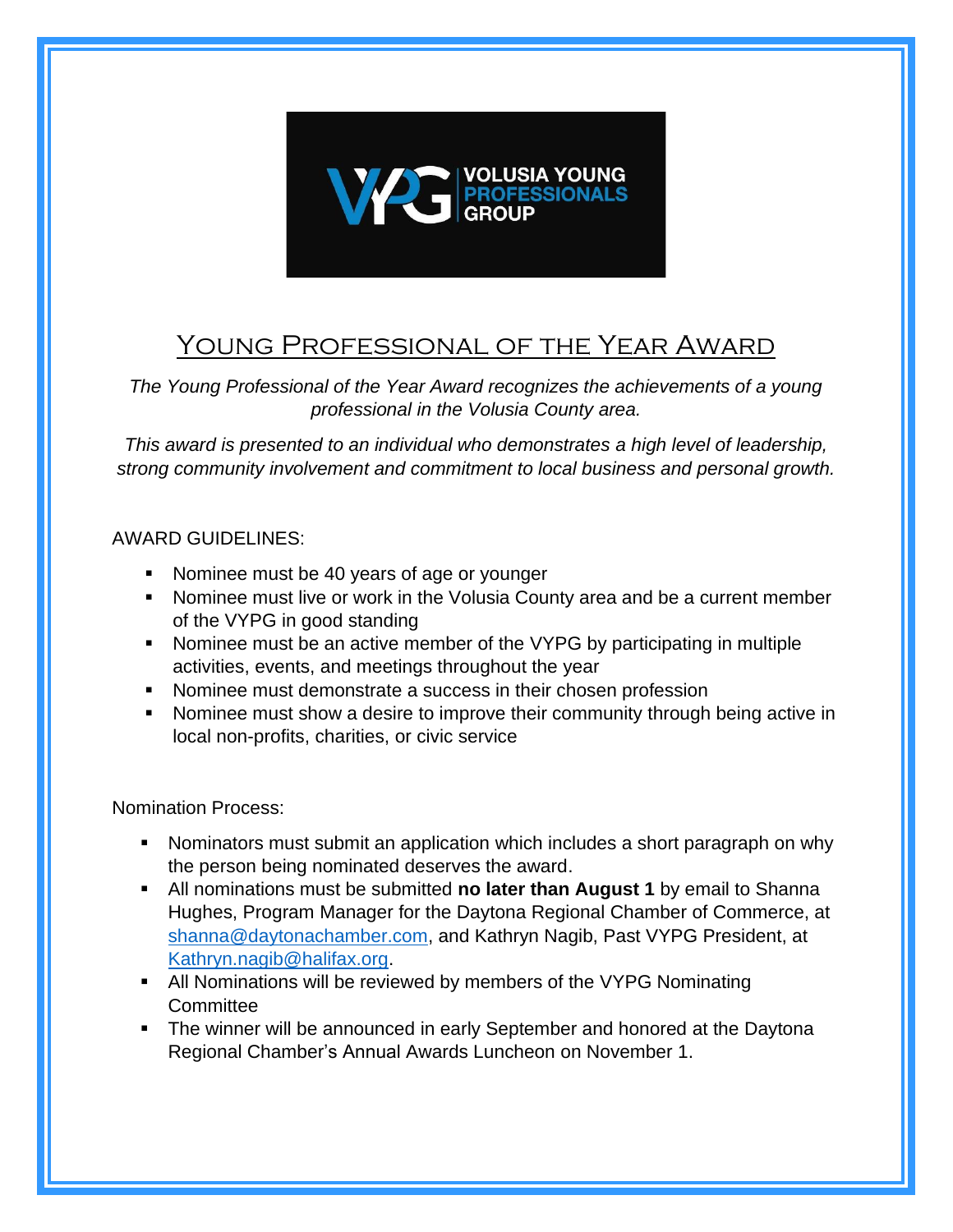VOLUSIA YOUNG PROFESSIONALS GROUP

# Young Professional of the Year Award

*The Young Professional of the Year Award recognizes the achievements of a young professional in the Volusia County area.*

*This award is presented to an individual who demonstrates a high level of leadership, strong community involvement and commitment to local business and personal growth.*

AWARD GUIDELINES:

- Nominee must be 40 years of age or younger
- Nominee must live or work in the Volusia County area and be a current member of the VYPG in good standing
- Nominee must be an active member of the VYPG by participating in multiple activities, events, and meetings throughout the year
- Nominee must demonstrate a success in their chosen profession
- Nominee must show a desire to improve their community through being active in local non-profits, charities, or civic service

Nomination Process:

- Nominators must submit an application which includes a short paragraph on why the person being nominated deserves the award.
- All nominations must be submitted **no later than August 1** by email to Shanna Hughes, Program Manager for the Daytona Regional Chamber of Commerce, at shanna@daytonachamber.com, and Kathryn Nagib, Past VYPG President, at Kathryn.nagib@halifax.org.
- All Nominations will be reviewed by members of the VYPG Nominating Committee
- The winner will be announced in early September and honored at the Daytona Regional Chamber's Annual Awards Luncheon on November 1.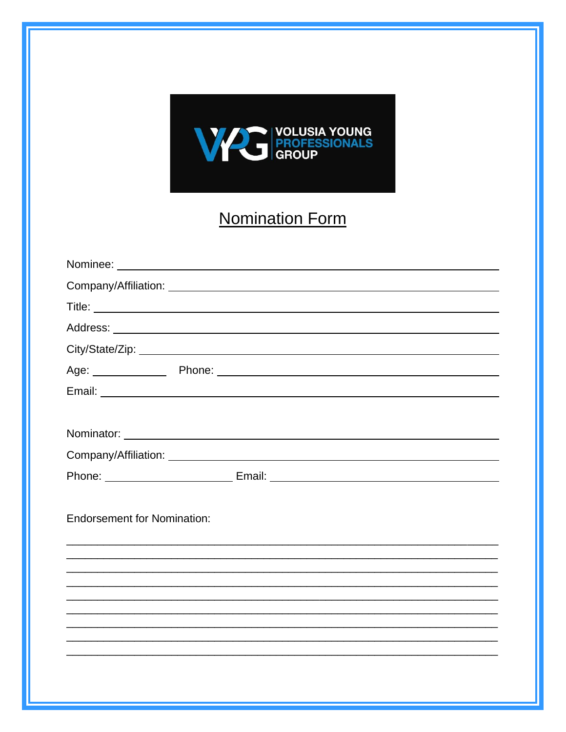VOLUSIA YOUNG PROFESSIONALS GROUP

# Nomination Form

Nominee: ____________________________________________

Company/Affiliation: __________________________________

Title: ______________________________________________

Address: ____________________________________________

City/State/Zip: _______________________________________

Age: ____________ Phone: _____________________________

Email: ______________________________________________

Nominator: __________________________________________

Company/Affiliation: __________________________________

Phone: ____________________ Email: ____________________

Endorsement for Nomination:

______________________________________________________________
______________________________________________________________
______________________________________________________________
______________________________________________________________
______________________________________________________________
______________________________________________________________
______________________________________________________________
______________________________________________________________
______________________________________________________________